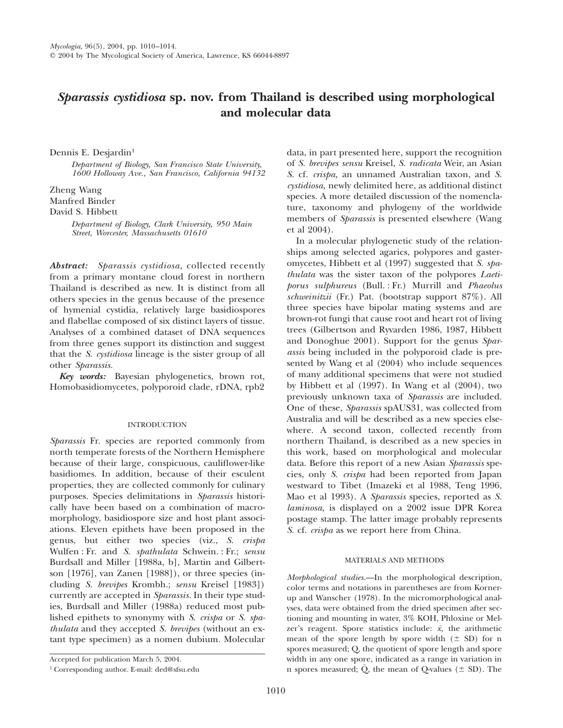# *Sparassis cystidiosa* sp. nov. from Thailand is described using morphological and molecular data

Dennis E. Desjardin[1]

*Department of Biology, San Francisco State University, 1600 Holloway Ave., San Francisco, California 94132*

Zheng Wang
Manfred Binder
David S. Hibbett

*Department of Biology, Clark University, 950 Main Street, Worcester, Massachusetts 01610*

***Abstract:*** *Sparassis cystidiosa,* collected recently from a primary montane cloud forest in northern Thailand is described as new. It is distinct from all others species in the genus because of the presence of hymenial cystidia, relatively large basidiospores and flabellae composed of six distinct layers of tissue. Analyses of a combined dataset of DNA sequences from three genes support its distinction and suggest that the *S. cystidiosa* lineage is the sister group of all other *Sparassis.*

***Key words:*** Bayesian phylogenetics, brown rot, Homobasidiomycetes, polyporoid clade, rDNA, rpb2

## INTRODUCTION

*Sparassis* Fr. species are reported commonly from north temperate forests of the Northern Hemisphere because of their large, conspicuous, cauliflower-like basidiomes. In addition, because of their esculent properties, they are collected commonly for culinary purposes. Species delimitations in *Sparassis* historically have been based on a combination of macromorphology, basidiospore size and host plant associations. Eleven epithets have been proposed in the genus, but either two species (viz., *S. crispa* Wulfen : Fr. and *S. spathulata* Schwein. : Fr.; *sensu* Burdsall and Miller [1988a, b], Martin and Gilbertson [1976], van Zanen [1988]), or three species (including *S. brevipes* Krombh.; *sensu* Kreisel [1983]) currently are accepted in *Sparassis.* In their type studies, Burdsall and Miller (1988a) reduced most published epithets to synonymy with *S. crispa* or *S. spathulata* and they accepted *S. brevipes* (without an extant type specimen) as a nomen dubium. Molecular data, in part presented here, support the recognition of *S. brevipes sensu* Kreisel, *S. radicata* Weir, an Asian *S.* cf. *crispa,* an unnamed Australian taxon, and *S. cystidiosa,* newly delimited here, as additional distinct species. A more detailed discussion of the nomenclature, taxonomy and phylogeny of the worldwide members of *Sparassis* is presented elsewhere (Wang et al 2004).

In a molecular phylogenetic study of the relationships among selected agarics, polypores and gasteromycetes, Hibbett et al (1997) suggested that *S. spathulata* was the sister taxon of the polypores *Laetiporus sulphureus* (Bull. : Fr.) Murrill and *Phaeolus schweinitzii* (Fr.) Pat. (bootstrap support 87%). All three species have bipolar mating systems and are brown-rot fungi that cause root and heart rot of living trees (Gilbertson and Ryvarden 1986, 1987, Hibbett and Donoghue 2001). Support for the genus *Sparassis* being included in the polyporoid clade is presented by Wang et al (2004) who include sequences of many additional specimens that were not studied by Hibbett et al (1997). In Wang et al (2004), two previously unknown taxa of *Sparassis* are included. One of these, *Sparassis* spAUS31, was collected from Australia and will be described as a new species elsewhere. A second taxon, collected recently from northern Thailand, is described as a new species in this work, based on morphological and molecular data. Before this report of a new Asian *Sparassis* species, only *S. crispa* had been reported from Japan westward to Tibet (Imazeki et al 1988, Teng 1996, Mao et al 1993). A *Sparassis* species, reported as *S. laminosa,* is displayed on a 2002 issue DPR Korea postage stamp. The latter image probably represents *S.* cf. *crispa* as we report here from China.

## MATERIALS AND METHODS

*Morphological studies.*—In the morphological description, color terms and notations in parentheses are from Kornerup and Wanscher (1978). In the micromorphological analyses, data were obtained from the dried specimen after sectioning and mounting in water, 3% KOH, Phloxine or Melzer's reagent. Spore statistics include: $\bar{x}$, the arithmetic mean of the spore length by spore width ($\pm$ SD) for n spores measured; Q, the quotient of spore length and spore width in any one spore, indicated as a range in variation in n spores measured; $\bar{Q}$, the mean of Q-values ($\pm$ SD). The

Accepted for publication March 5, 2004.

[1] Corresponding author. E-mail: ded@sfsu.edu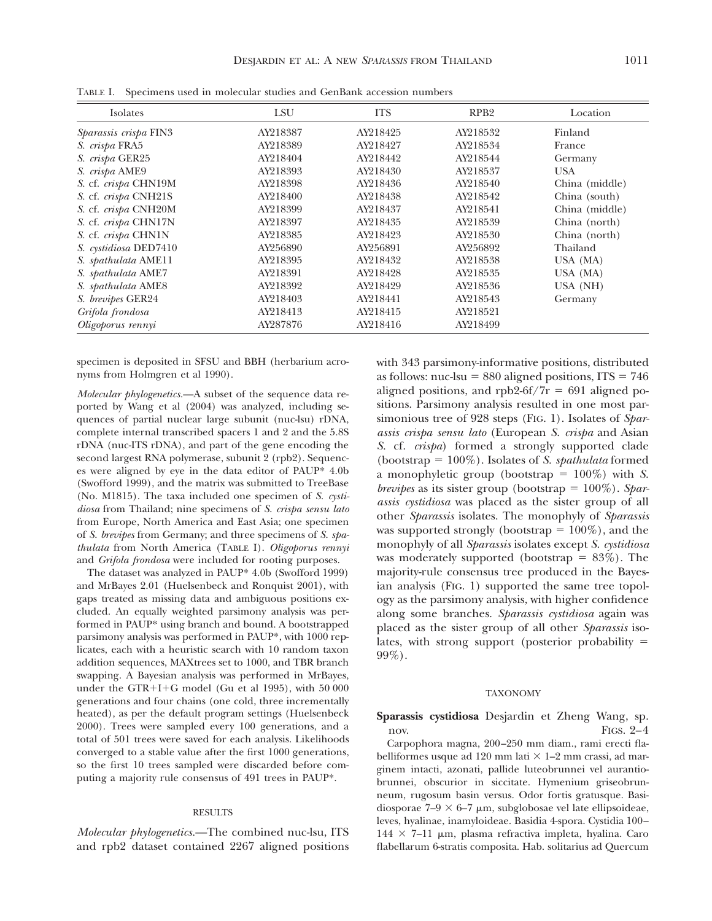TABLE I. Specimens used in molecular studies and GenBank accession numbers

| Isolates | LSU | ITS | RPB2 | Location |
|---|---|---|---|---|
| *Sparassis crispa* FIN3 | AY218387 | AY218425 | AY218532 | Finland |
| *S. crispa* FRA5 | AY218389 | AY218427 | AY218534 | France |
| *S. crispa* GER25 | AY218404 | AY218442 | AY218544 | Germany |
| *S. crispa* AME9 | AY218393 | AY218430 | AY218537 | USA |
| *S.* cf. *crispa* CHN19M | AY218398 | AY218436 | AY218540 | China (middle) |
| *S.* cf. *crispa* CNH21S | AY218400 | AY218438 | AY218542 | China (south) |
| *S.* cf. *crispa* CNH20M | AY218399 | AY218437 | AY218541 | China (middle) |
| *S.* cf. *crispa* CHN17N | AY218397 | AY218435 | AY218539 | China (north) |
| *S.* cf. *crispa* CHN1N | AY218385 | AY218423 | AY218530 | China (north) |
| *S. cystidiosa* DED7410 | AY256890 | AY256891 | AY256892 | Thailand |
| *S. spathulata* AME11 | AY218395 | AY218432 | AY218538 | USA (MA) |
| *S. spathulata* AME7 | AY218391 | AY218428 | AY218535 | USA (MA) |
| *S. spathulata* AME8 | AY218392 | AY218429 | AY218536 | USA (NH) |
| *S. brevipes* GER24 | AY218403 | AY218441 | AY218543 | Germany |
| *Grifola frondosa* | AY218413 | AY218415 | AY218521 | |
| *Oligoporus rennyi* | AY287876 | AY218416 | AY218499 | |

specimen is deposited in SFSU and BBH (herbarium acronyms from Holmgren et al 1990).

*Molecular phylogenetics.*—A subset of the sequence data reported by Wang et al (2004) was analyzed, including sequences of partial nuclear large subunit (nuc-lsu) rDNA, complete internal transcribed spacers 1 and 2 and the 5.8S rDNA (nuc-ITS rDNA), and part of the gene encoding the second largest RNA polymerase, subunit 2 (rpb2). Sequences were aligned by eye in the data editor of PAUP* 4.0b (Swofford 1999), and the matrix was submitted to TreeBase (No. M1815). The taxa included one specimen of *S. cystidiosa* from Thailand; nine specimens of *S. crispa sensu lato* from Europe, North America and East Asia; one specimen of *S. brevipes* from Germany; and three specimens of *S. spathulata* from North America (TABLE I). *Oligoporus rennyi* and *Grifola frondosa* were included for rooting purposes.

The dataset was analyzed in PAUP* 4.0b (Swofford 1999) and MrBayes 2.01 (Huelsenbeck and Ronquist 2001), with gaps treated as missing data and ambiguous positions excluded. An equally weighted parsimony analysis was performed in PAUP* using branch and bound. A bootstrapped parsimony analysis was performed in PAUP*, with 1000 replicates, each with a heuristic search with 10 random taxon addition sequences, MAXtrees set to 1000, and TBR branch swapping. A Bayesian analysis was performed in MrBayes, under the GTR+I+G model (Gu et al 1995), with 50 000 generations and four chains (one cold, three incrementally heated), as per the default program settings (Huelsenbeck 2000). Trees were sampled every 100 generations, and a total of 501 trees were saved for each analysis. Likelihoods converged to a stable value after the first 1000 generations, so the first 10 trees sampled were discarded before computing a majority rule consensus of 491 trees in PAUP*.

## RESULTS

*Molecular phylogenetics.*—The combined nuc-lsu, ITS and rpb2 dataset contained 2267 aligned positions with 343 parsimony-informative positions, distributed as follows: nuc-lsu = 880 aligned positions, ITS = 746 aligned positions, and rpb2-6f/7r = 691 aligned positions. Parsimony analysis resulted in one most parsimonious tree of 928 steps (FIG. 1). Isolates of *Sparassis crispa sensu lato* (European *S. crispa* and Asian *S.* cf. *crispa*) formed a strongly supported clade (bootstrap = 100%). Isolates of *S. spathulata* formed a monophyletic group (bootstrap = 100%) with *S. brevipes* as its sister group (bootstrap = 100%). *Sparassis cystidiosa* was placed as the sister group of all other *Sparassis* isolates. The monophyly of *Sparassis* was supported strongly (bootstrap = 100%), and the monophyly of all *Sparassis* isolates except *S. cystidiosa* was moderately supported (bootstrap = 83%). The majority-rule consensus tree produced in the Bayesian analysis (FIG. 1) supported the same tree topology as the parsimony analysis, with higher confidence along some branches. *Sparassis cystidiosa* again was placed as the sister group of all other *Sparassis* isolates, with strong support (posterior probability = 99%).

## TAXONOMY

**Sparassis cystidiosa** Desjardin et Zheng Wang, sp. nov. FIGS. 2–4

Carpophora magna, 200–250 mm diam., rami erecti flabelliformes usque ad 120 mm lati × 1–2 mm crassi, ad marginem intacti, azonati, pallide luteobrunnei vel aurantiobrunnei, obscurior in siccitate. Hymenium griseobrunneum, rugosum basin versus. Odor fortis gratusque. Basidiosporae 7–9 × 6–7 μm, subglobosae vel late ellipsoideae, leves, hyalinae, inamyloideae. Basidia 4-spora. Cystidia 100–144 × 7–11 μm, plasma refractiva impleta, hyalina. Caro flabellarum 6-stratis composita. Hab. solitarius ad Quercum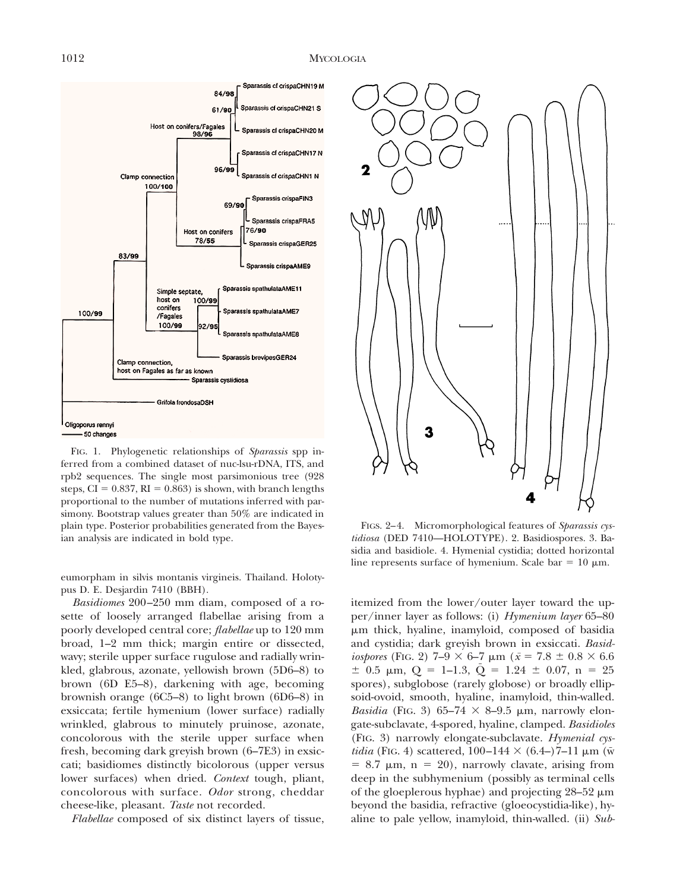Sparassis cf crispaCHN19 M
84/98
Sparassis cf crispaCHN21 S
61/90
Host on conifers/Fagales
98/96
Sparassis cf crispaCHN20 M
Sparassis cf crispaCHN17 N
96/99
Clamp connection
Sparassis cf crispaCHN1 N
100/100
Sparassis crispaFIN3
69/90
Sparassis crispaFRA5
76/90
Host on conifers
78/55
Sparassis crispaGER25
83/99
Sparassis crispaAME9
Simple septate, host on conifers /Fagales
100/99
Sparassis spathulataAME11
100/99
Sparassis spathulataAME7
92/95
Sparassis spathulataAME8
Sparassis brevipesGER24
Clamp connection, host on Fagales as far as known
Sparassis cystidiosa
Grifola frondosaDSH
Oligoporus rennyi
50 changes

FIG. 1. Phylogenetic relationships of *Sparassis* spp inferred from a combined dataset of nuc-lsu-rDNA, ITS, and rpb2 sequences. The single most parsimonious tree (928 steps, CI = 0.837, RI = 0.863) is shown, with branch lengths proportional to the number of mutations inferred with parsimony. Bootstrap values greater than 50% are indicated in plain type. Posterior probabilities generated from the Bayesian analysis are indicated in bold type.

2
3
4

FIGS. 2–4. Micromorphological features of *Sparassis cystidiosa* (DED 7410—HOLOTYPE). 2. Basidiospores. 3. Basidia and basidiole. 4. Hymenial cystidia; dotted horizontal line represents surface of hymenium. Scale bar = 10 μm.

eumorpham in silvis montanis virgineis. Thailand. Holotypus D. E. Desjardin 7410 (BBH).

*Basidiomes* 200–250 mm diam, composed of a rosette of loosely arranged flabellae arising from a poorly developed central core; *flabellae* up to 120 mm broad, 1–2 mm thick; margin entire or dissected, wavy; sterile upper surface rugulose and radially wrinkled, glabrous, azonate, yellowish brown (5D6–8) to brown (6D E5–8), darkening with age, becoming brownish orange (6C5–8) to light brown (6D6–8) in exsiccata; fertile hymenium (lower surface) radially wrinkled, glabrous to minutely pruinose, azonate, concolorous with the sterile upper surface when fresh, becoming dark greyish brown (6–7E3) in exsiccati; basidiomes distinctly bicolorous (upper versus lower surfaces) when dried. *Context* tough, pliant, concolorous with surface. *Odor* strong, cheddar cheese-like, pleasant. *Taste* not recorded.

*Flabellae* composed of six distinct layers of tissue, itemized from the lower/outer layer toward the upper/inner layer as follows: (i) *Hymenium layer* 65–80 μm thick, hyaline, inamyloid, composed of basidia and cystidia; dark greyish brown in exsiccati. *Basidiospores* (FIG. 2) 7–9 × 6–7 μm ($\bar{x}$ = 7.8 ± 0.8 × 6.6 ± 0.5 μm, Q = 1–1.3, $\bar{Q}$ = 1.24 ± 0.07, n = 25 spores), subglobose (rarely globose) or broadly ellipsoid-ovoid, smooth, hyaline, inamyloid, thin-walled. *Basidia* (FIG. 3) 65–74 × 8–9.5 μm, narrowly elongate-subclavate, 4-spored, hyaline, clamped. *Basidioles* (FIG. 3) narrowly elongate-subclavate. *Hymenial cystidia* (FIG. 4) scattered, 100–144 × (6.4–)7–11 μm ($\bar{w}$ = 8.7 μm, n = 20), narrowly clavate, arising from deep in the subhymenium (possibly as terminal cells of the gloeplerous hyphae) and projecting 28–52 μm beyond the basidia, refractive (gloeocystidia-like), hyaline to pale yellow, inamyloid, thin-walled. (ii) *Sub-*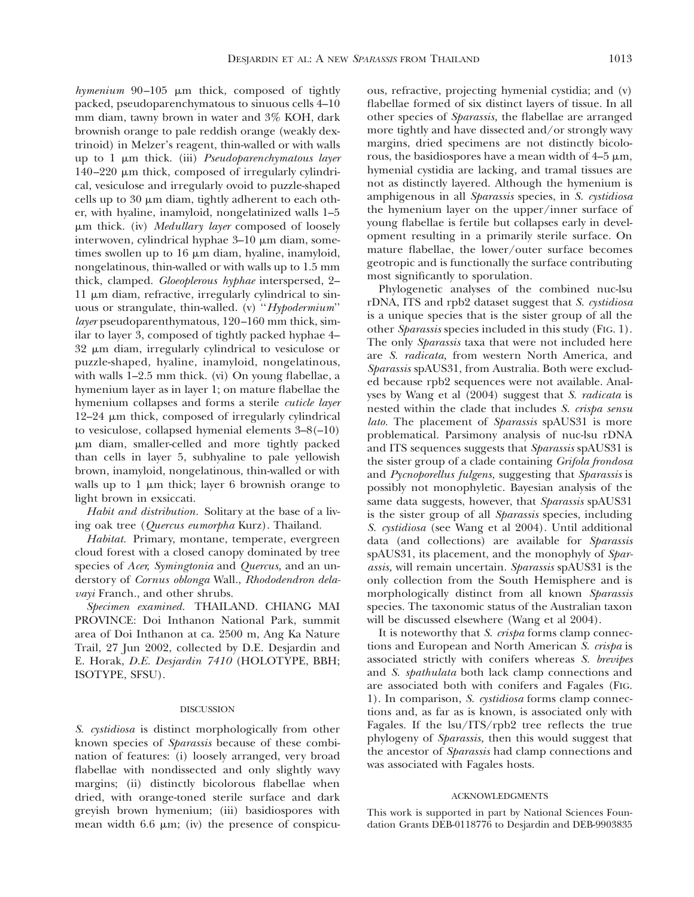*hymenium* 90–105 μm thick, composed of tightly packed, pseudoparenchymatous to sinuous cells 4–10 mm diam, tawny brown in water and 3% KOH, dark brownish orange to pale reddish orange (weakly dextrinoid) in Melzer's reagent, thin-walled or with walls up to 1 μm thick. (iii) *Pseudoparenchymatous layer* 140–220 μm thick, composed of irregularly cylindrical, vesiculose and irregularly ovoid to puzzle-shaped cells up to 30 μm diam, tightly adherent to each other, with hyaline, inamyloid, nongelatinized walls 1–5 μm thick. (iv) *Medullary layer* composed of loosely interwoven, cylindrical hyphae 3–10 μm diam, sometimes swollen up to 16 μm diam, hyaline, inamyloid, nongelatinous, thin-walled or with walls up to 1.5 mm thick, clamped. *Gloeoplerous hyphae* interspersed, 2–11 μm diam, refractive, irregularly cylindrical to sinuous or strangulate, thin-walled. (v) ''*Hypodermium*'' *layer* pseudoparenthymatous, 120–160 mm thick, similar to layer 3, composed of tightly packed hyphae 4–32 μm diam, irregularly cylindrical to vesiculose or puzzle-shaped, hyaline, inamyloid, nongelatinous, with walls 1–2.5 mm thick. (vi) On young flabellae, a hymenium layer as in layer 1; on mature flabellae the hymenium collapses and forms a sterile *cuticle layer* 12–24 μm thick, composed of irregularly cylindrical to vesiculose, collapsed hymenial elements 3–8(–10) μm diam, smaller-celled and more tightly packed than cells in layer 5, subhyaline to pale yellowish brown, inamyloid, nongelatinous, thin-walled or with walls up to 1 μm thick; layer 6 brownish orange to light brown in exsiccati.

*Habit and distribution.* Solitary at the base of a living oak tree (*Quercus eumorpha* Kurz). Thailand.

*Habitat.* Primary, montane, temperate, evergreen cloud forest with a closed canopy dominated by tree species of *Acer, Symingtonia* and *Quercus*, and an understory of *Cornus oblonga* Wall., *Rhododendron delavayi* Franch., and other shrubs.

*Specimen examined.* THAILAND. CHIANG MAI PROVINCE: Doi Inthanon National Park, summit area of Doi Inthanon at ca. 2500 m, Ang Ka Nature Trail, 27 Jun 2002, collected by D.E. Desjardin and E. Horak, *D.E. Desjardin 7410* (HOLOTYPE, BBH; ISOTYPE, SFSU).

## DISCUSSION

*S. cystidiosa* is distinct morphologically from other known species of *Sparassis* because of these combination of features: (i) loosely arranged, very broad flabellae with nondissected and only slightly wavy margins; (ii) distinctly bicolorous flabellae when dried, with orange-toned sterile surface and dark greyish brown hymenium; (iii) basidiospores with mean width 6.6 μm; (iv) the presence of conspicuous, refractive, projecting hymenial cystidia; and (v) flabellae formed of six distinct layers of tissue. In all other species of *Sparassis,* the flabellae are arranged more tightly and have dissected and/or strongly wavy margins, dried specimens are not distinctly bicolorous, the basidiospores have a mean width of 4–5 μm, hymenial cystidia are lacking, and tramal tissues are not as distinctly layered. Although the hymenium is amphigenous in all *Sparassis* species, in *S. cystidiosa* the hymenium layer on the upper/inner surface of young flabellae is fertile but collapses early in development resulting in a primarily sterile surface. On mature flabellae, the lower/outer surface becomes geotropic and is functionally the surface contributing most significantly to sporulation.

Phylogenetic analyses of the combined nuc-lsu rDNA, ITS and rpb2 dataset suggest that *S. cystidiosa* is a unique species that is the sister group of all the other *Sparassis* species included in this study (FIG. 1). The only *Sparassis* taxa that were not included here are *S. radicata,* from western North America, and *Sparassis* spAUS31, from Australia. Both were excluded because rpb2 sequences were not available. Analyses by Wang et al (2004) suggest that *S. radicata* is nested within the clade that includes *S. crispa sensu lato.* The placement of *Sparassis* spAUS31 is more problematical. Parsimony analysis of nuc-lsu rDNA and ITS sequences suggests that *Sparassis* spAUS31 is the sister group of a clade containing *Grifola frondosa* and *Pycnoporellus fulgens,* suggesting that *Sparassis* is possibly not monophyletic. Bayesian analysis of the same data suggests, however, that *Sparassis* spAUS31 is the sister group of all *Sparassis* species, including *S. cystidiosa* (see Wang et al 2004). Until additional data (and collections) are available for *Sparassis* spAUS31, its placement, and the monophyly of *Sparassis,* will remain uncertain. *Sparassis* spAUS31 is the only collection from the South Hemisphere and is morphologically distinct from all known *Sparassis* species. The taxonomic status of the Australian taxon will be discussed elsewhere (Wang et al 2004).

It is noteworthy that *S. crispa* forms clamp connections and European and North American *S. crispa* is associated strictly with conifers whereas *S. brevipes* and *S. spathulata* both lack clamp connections and are associated both with conifers and Fagales (FIG. 1). In comparison, *S. cystidiosa* forms clamp connections and, as far as is known, is associated only with Fagales. If the lsu/ITS/rpb2 tree reflects the true phylogeny of *Sparassis,* then this would suggest that the ancestor of *Sparassis* had clamp connections and was associated with Fagales hosts.

## ACKNOWLEDGMENTS

This work is supported in part by National Sciences Foundation Grants DEB-0118776 to Desjardin and DEB-9903835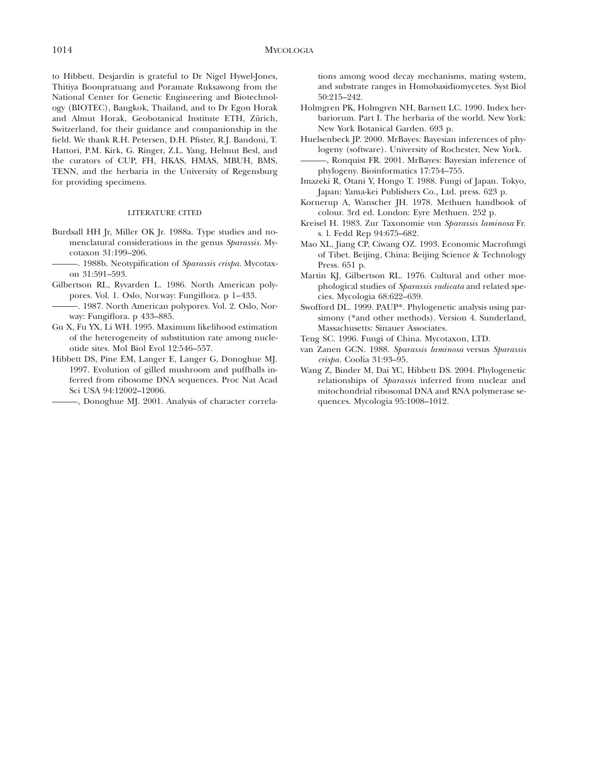to Hibbett. Desjardin is grateful to Dr Nigel Hywel-Jones, Thitiya Boonpratuang and Poramate Ruksawong from the National Center for Genetic Engineering and Biotechnology (BIOTEC), Bangkok, Thailand, and to Dr Egon Horak and Almut Horak, Geobotanical Institute ETH, Zürich, Switzerland, for their guidance and companionship in the field. We thank R.H. Petersen, D.H. Pfister, R.J. Bandoni, T. Hattori, P.M. Kirk, G. Ringer, Z.L. Yang, Helmut Besl, and the curators of CUP, FH, HKAS, HMAS, MBUH, BMS, TENN, and the herbaria in the University of Regensburg for providing specimens.

## LITERATURE CITED

Burdsall HH Jr, Miller OK Jr. 1988a. Type studies and nomenclatural considerations in the genus *Sparassis*. Mycotaxon 31:199–206.

———. 1988b. Neotypification of *Sparassis crispa*. Mycotaxon 31:591–593.

Gilbertson RL, Ryvarden L. 1986. North American polypores. Vol. 1. Oslo, Norway: Fungiflora. p 1–433.

———. 1987. North American polypores. Vol. 2. Oslo, Norway: Fungiflora. p 433–885.

Gu X, Fu YX, Li WH. 1995. Maximum likelihood estimation of the heterogeneity of substitution rate among nucleotide sites. Mol Biol Evol 12:546–557.

Hibbett DS, Pine EM, Langer E, Langer G, Donoghue MJ. 1997. Evolution of gilled mushroom and puffballs inferred from ribosome DNA sequences. Proc Nat Acad Sci USA 94:12002–12006.

———, Donoghue MJ. 2001. Analysis of character correlations among wood decay mechanisms, mating system, and substrate ranges in Homobasidiomycetes. Syst Biol 50:215–242.

Holmgren PK, Holmgren NH, Barnett LC. 1990. Index herbariorum. Part I. The herbaria of the world. New York: New York Botanical Garden. 693 p.

Huelsenbeck JP. 2000. MrBayes: Bayesian inferences of phylogeny (software). University of Rochester, New York.

———, Ronquist FR. 2001. MrBayes: Bayesian inference of phylogeny. Bioinformatics 17:754–755.

Imazeki R, Otani Y, Hongo T. 1988. Fungi of Japan. Tokyo, Japan: Yama-kei Publishers Co., Ltd. press. 623 p.

Kornerup A, Wanscher JH. 1978. Methuen handbook of colour. 3rd ed. London: Eyre Methuen. 252 p.

Kreisel H. 1983. Zur Taxonomie von *Sparassis laminosa* Fr. s. l. Fedd Rep 94:675–682.

Mao XL, Jiang CP, Ciwang OZ. 1993. Economic Macrofungi of Tibet. Beijing, China: Beijing Science & Technology Press. 651 p.

Martin KJ, Gilbertson RL. 1976. Cultural and other morphological studies of *Sparassis radicata* and related species. Mycologia 68:622–639.

Swofford DL. 1999. PAUP*. Phylogenetic analysis using parsimony (*and other methods). Version 4. Sunderland, Massachusetts: Sinauer Associates.

Teng SC. 1996. Fungi of China. Mycotaxon, LTD.

van Zanen GCN. 1988. *Sparassis laminosa* versus *Sparassis crispa*. Coolia 31:93–95.

Wang Z, Binder M, Dai YC, Hibbett DS. 2004. Phylogenetic relationships of *Sparassis* inferred from nuclear and mitochondrial ribosomal DNA and RNA polymerase sequences. Mycologia 95:1008–1012.